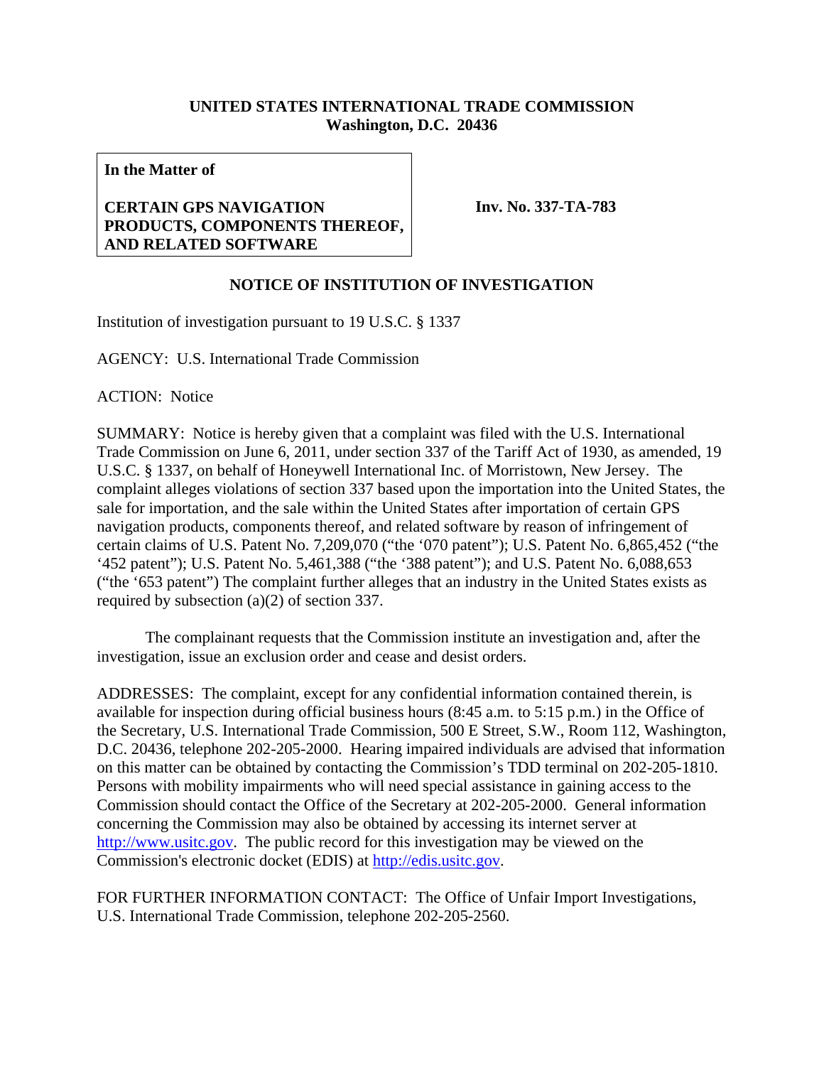**UNITED STATES INTERNATIONAL TRADE COMMISSION**
**Washington, D.C. 20436**

**In the Matter of**

**CERTAIN GPS NAVIGATION PRODUCTS, COMPONENTS THEREOF, AND RELATED SOFTWARE**

**Inv. No. 337-TA-783**

**NOTICE OF INSTITUTION OF INVESTIGATION**

Institution of investigation pursuant to 19 U.S.C. § 1337

AGENCY: U.S. International Trade Commission

ACTION: Notice

SUMMARY: Notice is hereby given that a complaint was filed with the U.S. International Trade Commission on June 6, 2011, under section 337 of the Tariff Act of 1930, as amended, 19 U.S.C. § 1337, on behalf of Honeywell International Inc. of Morristown, New Jersey. The complaint alleges violations of section 337 based upon the importation into the United States, the sale for importation, and the sale within the United States after importation of certain GPS navigation products, components thereof, and related software by reason of infringement of certain claims of U.S. Patent No. 7,209,070 ("the '070 patent"); U.S. Patent No. 6,865,452 ("the '452 patent"); U.S. Patent No. 5,461,388 ("the '388 patent"); and U.S. Patent No. 6,088,653 ("the '653 patent") The complaint further alleges that an industry in the United States exists as required by subsection (a)(2) of section 337.

The complainant requests that the Commission institute an investigation and, after the investigation, issue an exclusion order and cease and desist orders.

ADDRESSES: The complaint, except for any confidential information contained therein, is available for inspection during official business hours (8:45 a.m. to 5:15 p.m.) in the Office of the Secretary, U.S. International Trade Commission, 500 E Street, S.W., Room 112, Washington, D.C. 20436, telephone 202-205-2000. Hearing impaired individuals are advised that information on this matter can be obtained by contacting the Commission's TDD terminal on 202-205-1810. Persons with mobility impairments who will need special assistance in gaining access to the Commission should contact the Office of the Secretary at 202-205-2000. General information concerning the Commission may also be obtained by accessing its internet server at http://www.usitc.gov. The public record for this investigation may be viewed on the Commission's electronic docket (EDIS) at http://edis.usitc.gov.

FOR FURTHER INFORMATION CONTACT: The Office of Unfair Import Investigations, U.S. International Trade Commission, telephone 202-205-2560.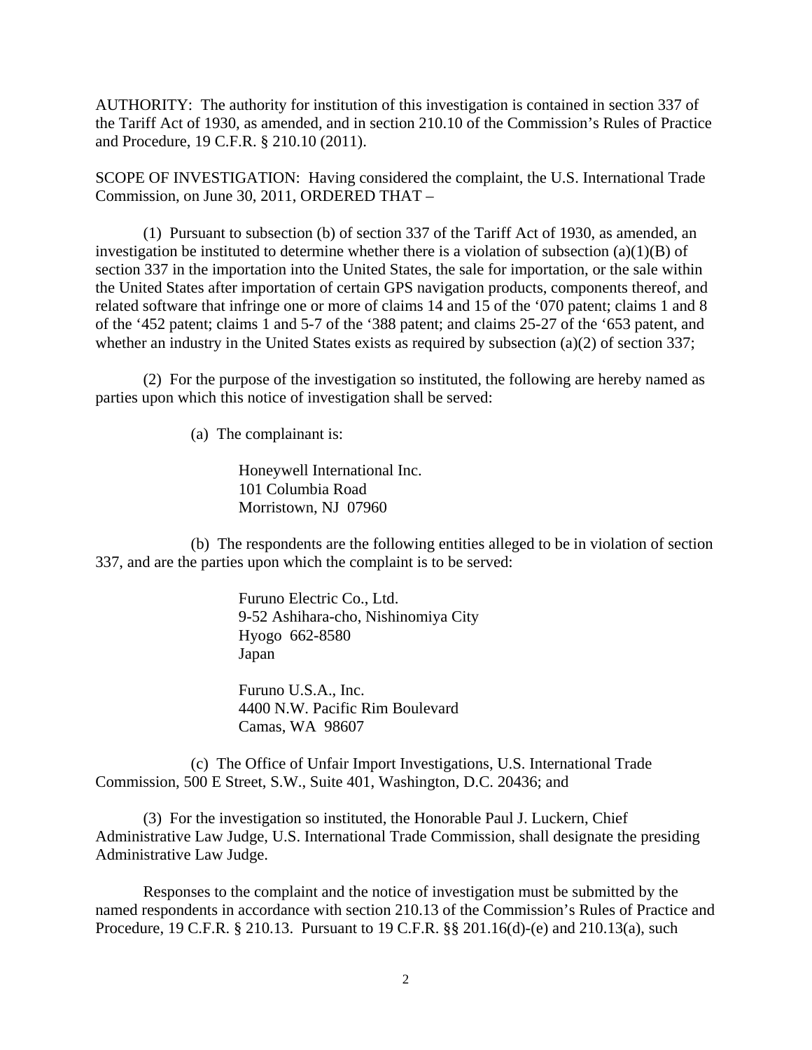AUTHORITY: The authority for institution of this investigation is contained in section 337 of the Tariff Act of 1930, as amended, and in section 210.10 of the Commission's Rules of Practice and Procedure, 19 C.F.R. § 210.10 (2011).

SCOPE OF INVESTIGATION: Having considered the complaint, the U.S. International Trade Commission, on June 30, 2011, ORDERED THAT –

(1) Pursuant to subsection (b) of section 337 of the Tariff Act of 1930, as amended, an investigation be instituted to determine whether there is a violation of subsection (a)(1)(B) of section 337 in the importation into the United States, the sale for importation, or the sale within the United States after importation of certain GPS navigation products, components thereof, and related software that infringe one or more of claims 14 and 15 of the '070 patent; claims 1 and 8 of the '452 patent; claims 1 and 5-7 of the '388 patent; and claims 25-27 of the '653 patent, and whether an industry in the United States exists as required by subsection (a)(2) of section 337;

(2) For the purpose of the investigation so instituted, the following are hereby named as parties upon which this notice of investigation shall be served:

(a) The complainant is:

Honeywell International Inc.
101 Columbia Road
Morristown, NJ 07960

(b) The respondents are the following entities alleged to be in violation of section 337, and are the parties upon which the complaint is to be served:

Furuno Electric Co., Ltd.
9-52 Ashihara-cho, Nishinomiya City
Hyogo 662-8580
Japan

Furuno U.S.A., Inc.
4400 N.W. Pacific Rim Boulevard
Camas, WA 98607

(c) The Office of Unfair Import Investigations, U.S. International Trade Commission, 500 E Street, S.W., Suite 401, Washington, D.C. 20436; and

(3) For the investigation so instituted, the Honorable Paul J. Luckern, Chief Administrative Law Judge, U.S. International Trade Commission, shall designate the presiding Administrative Law Judge.

Responses to the complaint and the notice of investigation must be submitted by the named respondents in accordance with section 210.13 of the Commission's Rules of Practice and Procedure, 19 C.F.R. § 210.13. Pursuant to 19 C.F.R. §§ 201.16(d)-(e) and 210.13(a), such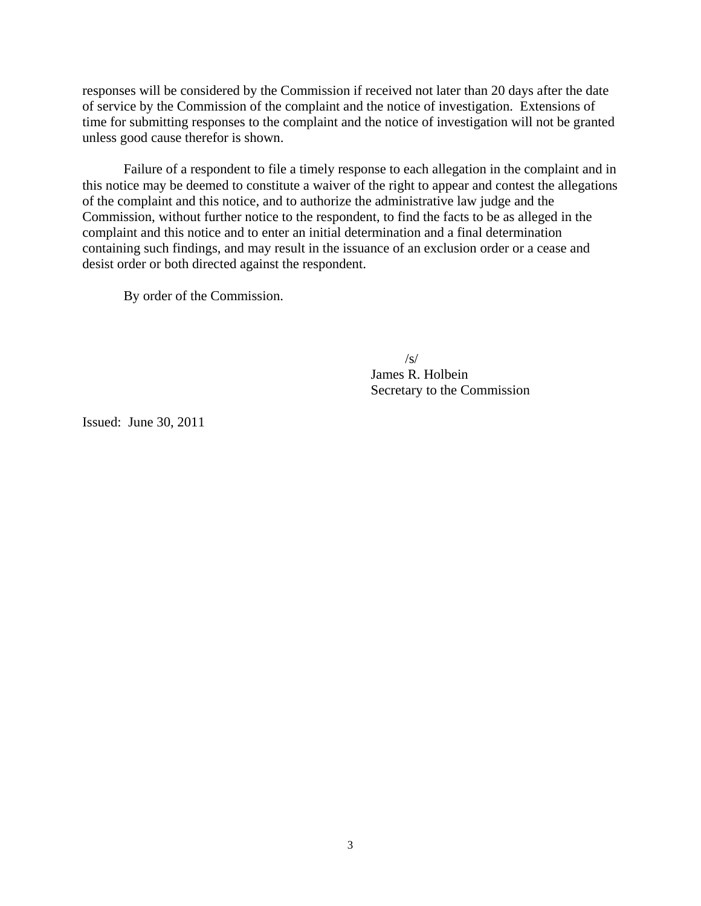responses will be considered by the Commission if received not later than 20 days after the date of service by the Commission of the complaint and the notice of investigation. Extensions of time for submitting responses to the complaint and the notice of investigation will not be granted unless good cause therefor is shown.

Failure of a respondent to file a timely response to each allegation in the complaint and in this notice may be deemed to constitute a waiver of the right to appear and contest the allegations of the complaint and this notice, and to authorize the administrative law judge and the Commission, without further notice to the respondent, to find the facts to be as alleged in the complaint and this notice and to enter an initial determination and a final determination containing such findings, and may result in the issuance of an exclusion order or a cease and desist order or both directed against the respondent.

By order of the Commission.

/s/
James R. Holbein
Secretary to the Commission

Issued: June 30, 2011